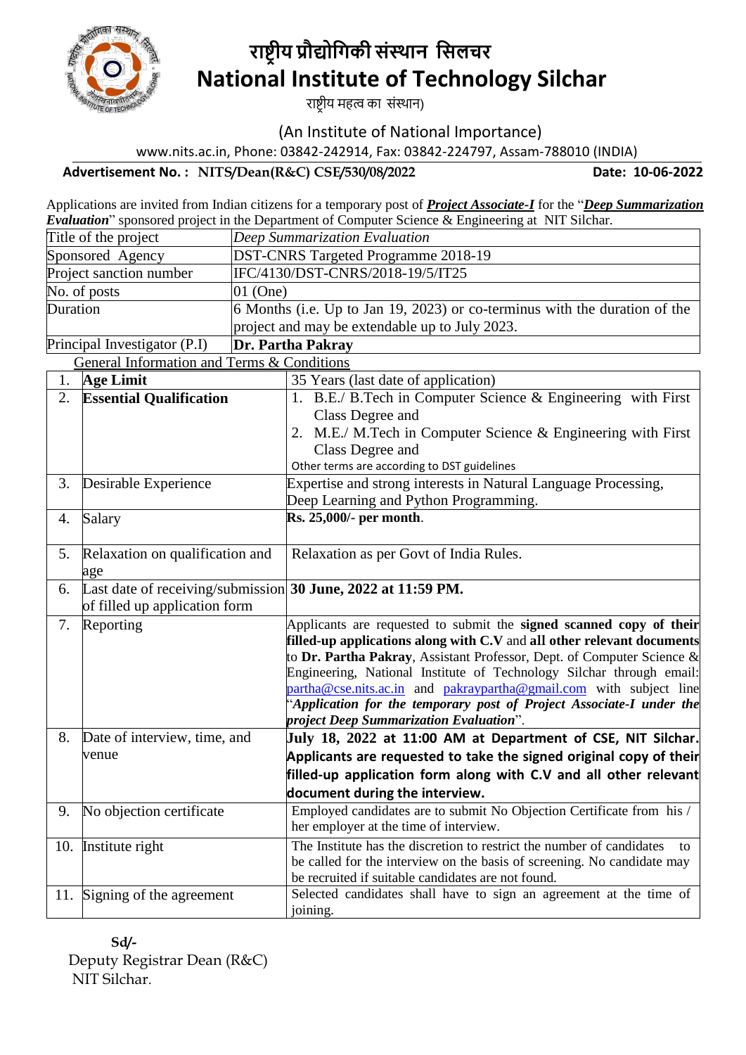# राष्ट्रीय प्रौद्योगिकी संस्थान सिलचर

# National Institute of Technology Silchar

राष्ट्रीय महत्व का संस्थान)

(An Institute of National Importance)

www.nits.ac.in, Phone: 03842-242914, Fax: 03842-224797, Assam-788010 (INDIA)

**Advertisement No. : NITS/Dean(R&C) CSE/530/08/2022** **Date: 10-06-2022**

Applications are invited from Indian citizens for a temporary post of ***Project Associate-I*** for the "***Deep Summarization Evaluation***" sponsored project in the Department of Computer Science & Engineering at NIT Silchar.

| | |
|---|---|
| Title of the project | *Deep Summarization Evaluation* |
| Sponsored Agency | DST-CNRS Targeted Programme 2018-19 |
| Project sanction number | IFC/4130/DST-CNRS/2018-19/5/IT25 |
| No. of posts | 01 (One) |
| Duration | 6 Months (i.e. Up to Jan 19, 2023) or co-terminus with the duration of the project and may be extendable up to July 2023. |
| Principal Investigator (P.I) | **Dr. Partha Pakray** |

General Information and Terms & Conditions

| | | |
|---|---|---|
| 1. | **Age Limit** | 35 Years (last date of application) |
| 2. | **Essential Qualification** | 1. B.E./ B.Tech in Computer Science & Engineering with First Class Degree and<br>2. M.E./ M.Tech in Computer Science & Engineering with First Class Degree and<br>Other terms are according to DST guidelines |
| 3. | Desirable Experience | Expertise and strong interests in Natural Language Processing, Deep Learning and Python Programming. |
| 4. | Salary | **Rs. 25,000/- per month**. |
| 5. | Relaxation on qualification and age | Relaxation as per Govt of India Rules. |
| 6. | Last date of receiving/submission of filled up application form | **30 June, 2022 at 11:59 PM.** |
| 7. | Reporting | Applicants are requested to submit the **signed scanned copy of their filled-up applications along with C.V** and **all other relevant documents** to **Dr. Partha Pakray**, Assistant Professor, Dept. of Computer Science & Engineering, National Institute of Technology Silchar through email: partha@cse.nits.ac.in and pakraypartha@gmail.com with subject line "***Application for the temporary post of Project Associate-I under the project Deep Summarization Evaluation***". |
| 8. | Date of interview, time, and venue | **July 18, 2022 at 11:00 AM at Department of CSE, NIT Silchar. Applicants are requested to take the signed original copy of their filled-up application form along with C.V and all other relevant document during the interview.** |
| 9. | No objection certificate | Employed candidates are to submit No Objection Certificate from his / her employer at the time of interview. |
| 10. | Institute right | The Institute has the discretion to restrict the number of candidates to be called for the interview on the basis of screening. No candidate may be recruited if suitable candidates are not found. |
| 11. | Signing of the agreement | Selected candidates shall have to sign an agreement at the time of joining. |

**Sd/-**
Deputy Registrar Dean (R&C)
NIT Silchar.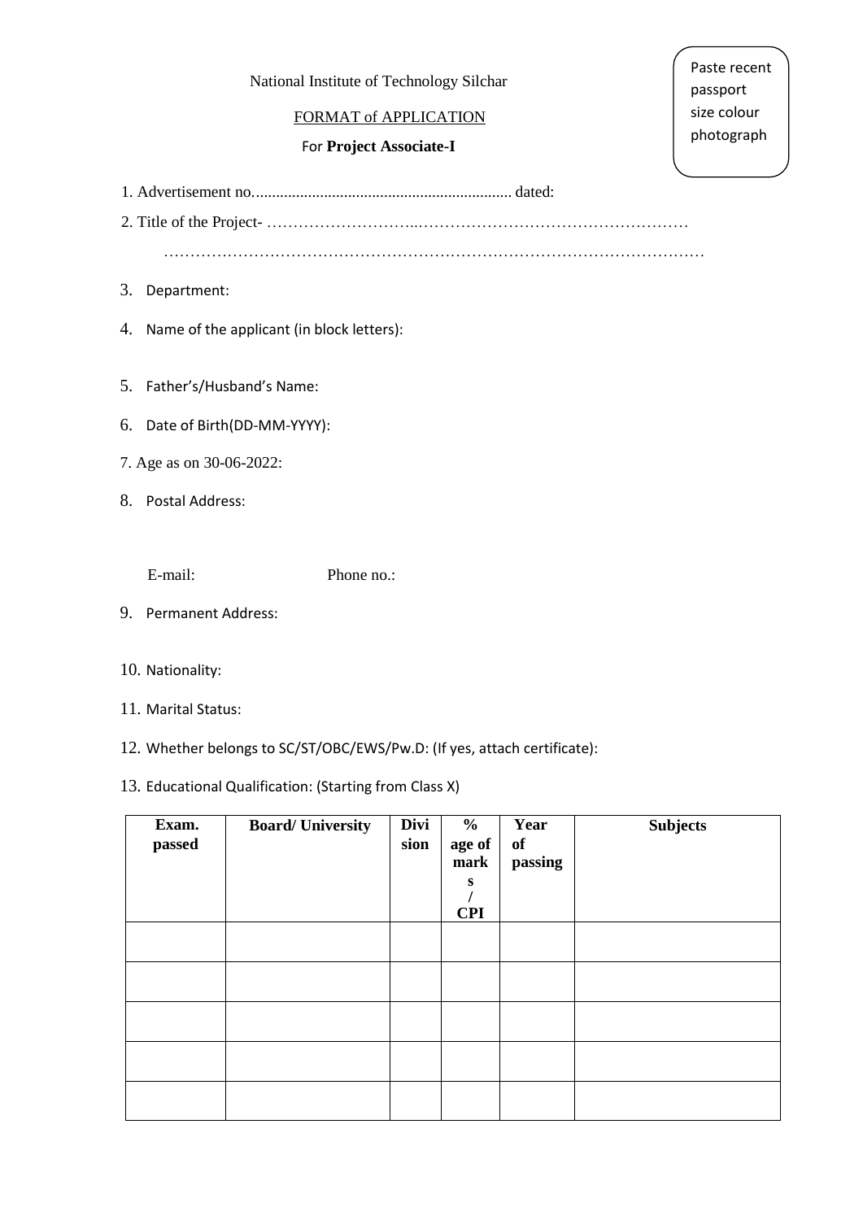National Institute of Technology Silchar

FORMAT of APPLICATION

For **Project Associate-I**

Paste recent passport size colour photograph

1. Advertisement no................................................................. dated:
2. Title of the Project- ………………………..……………………………………………

   ………………………………………………………………………………………

3. Department:
4. Name of the applicant (in block letters):
5. Father's/Husband's Name:
6. Date of Birth(DD-MM-YYYY):
7. Age as on 30-06-2022:
8. Postal Address:

   E-mail: Phone no.:

9. Permanent Address:
10. Nationality:
11. Marital Status:
12. Whether belongs to SC/ST/OBC/EWS/Pw.D: (If yes, attach certificate):
13. Educational Qualification: (Starting from Class X)

| **Exam. passed** | **Board/ University** | **Division** | **% age of marks / CPI** | **Year of passing** | **Subjects** |
|---|---|---|---|---|---|
| | | | | | |
| | | | | | |
| | | | | | |
| | | | | | |
| | | | | | |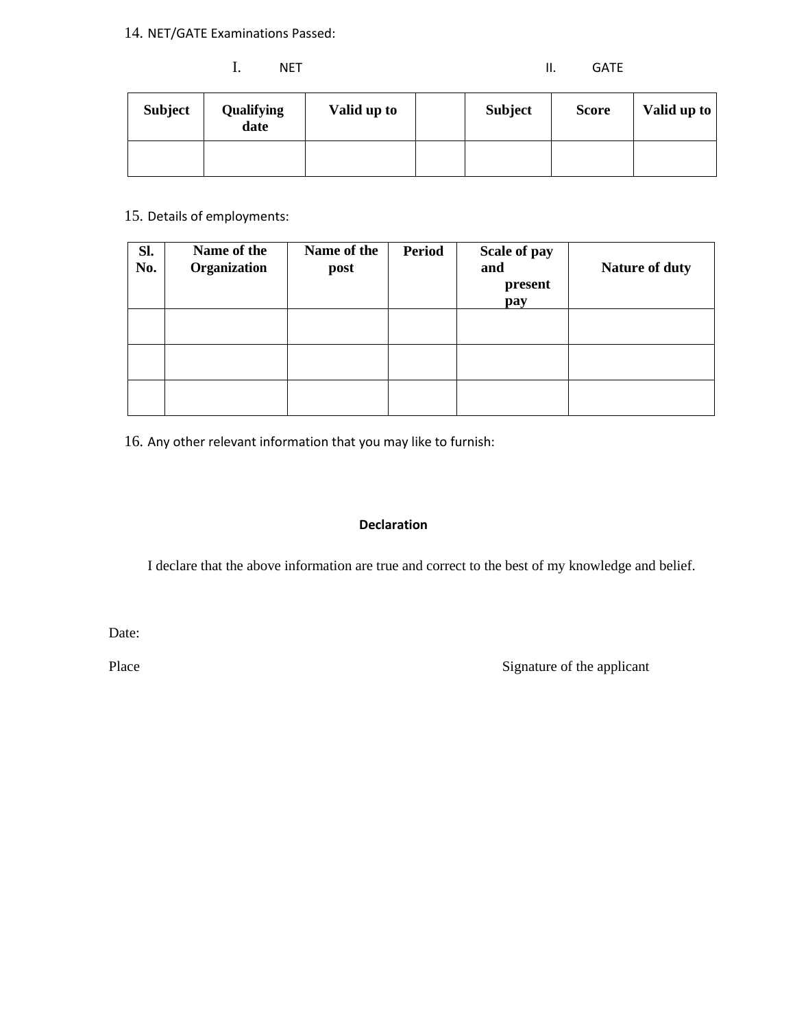14. NET/GATE Examinations Passed:

I. NET II. GATE

| Subject | Qualifying date | Valid up to | | Subject | Score | Valid up to |
|---|---|---|---|---|---|---|
| | | | | | | |

15. Details of employments:

| Sl. No. | Name of the Organization | Name of the post | Period | Scale of pay and present pay | Nature of duty |
|---|---|---|---|---|---|
| | | | | | |
| | | | | | |
| | | | | | |

16. Any other relevant information that you may like to furnish:

**Declaration**

I declare that the above information are true and correct to the best of my knowledge and belief.

Date:

Place

Signature of the applicant